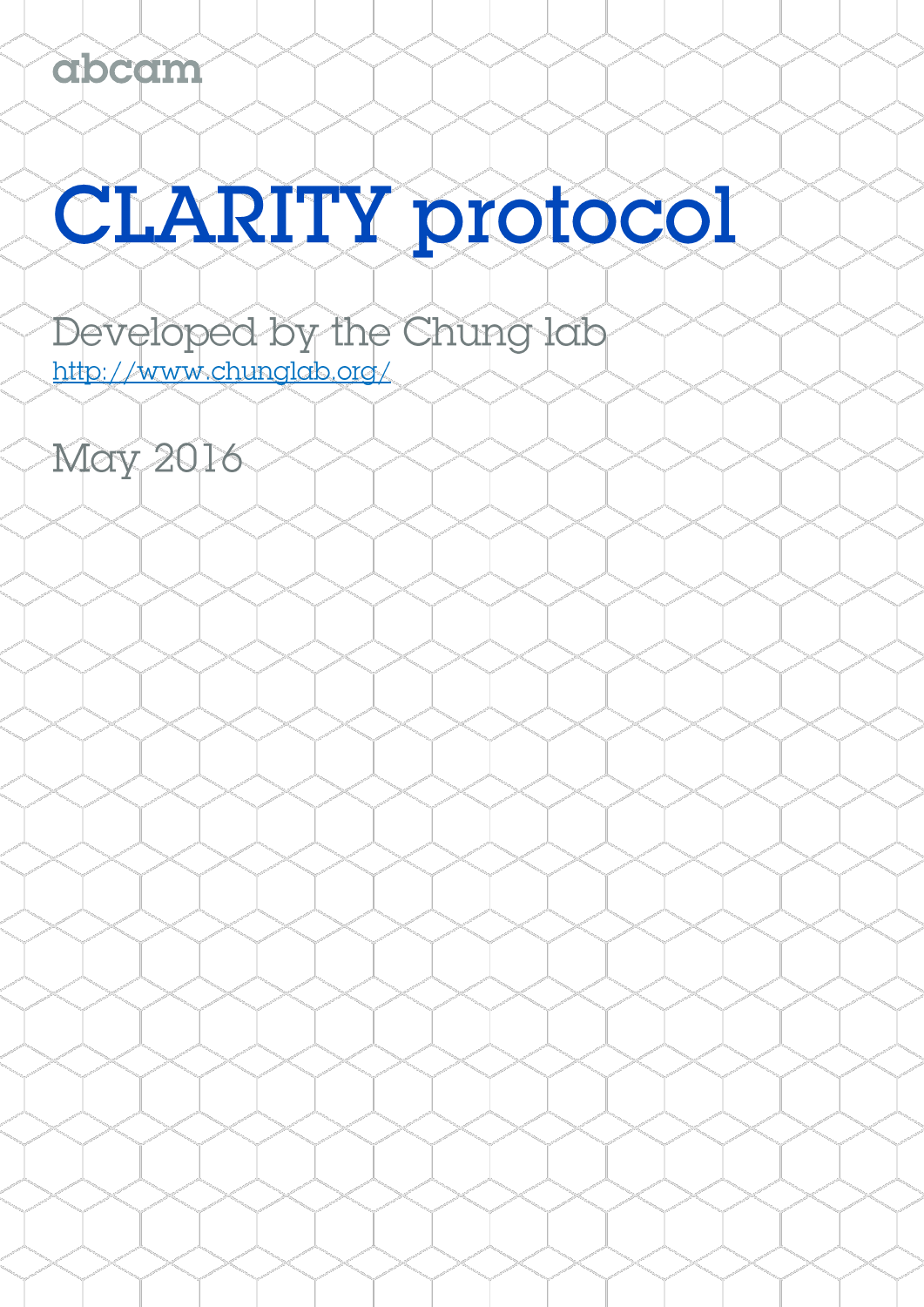abcam

# CLARITY protocol

Developed by the Chung lab
http://www.chunglab.org/

May 2016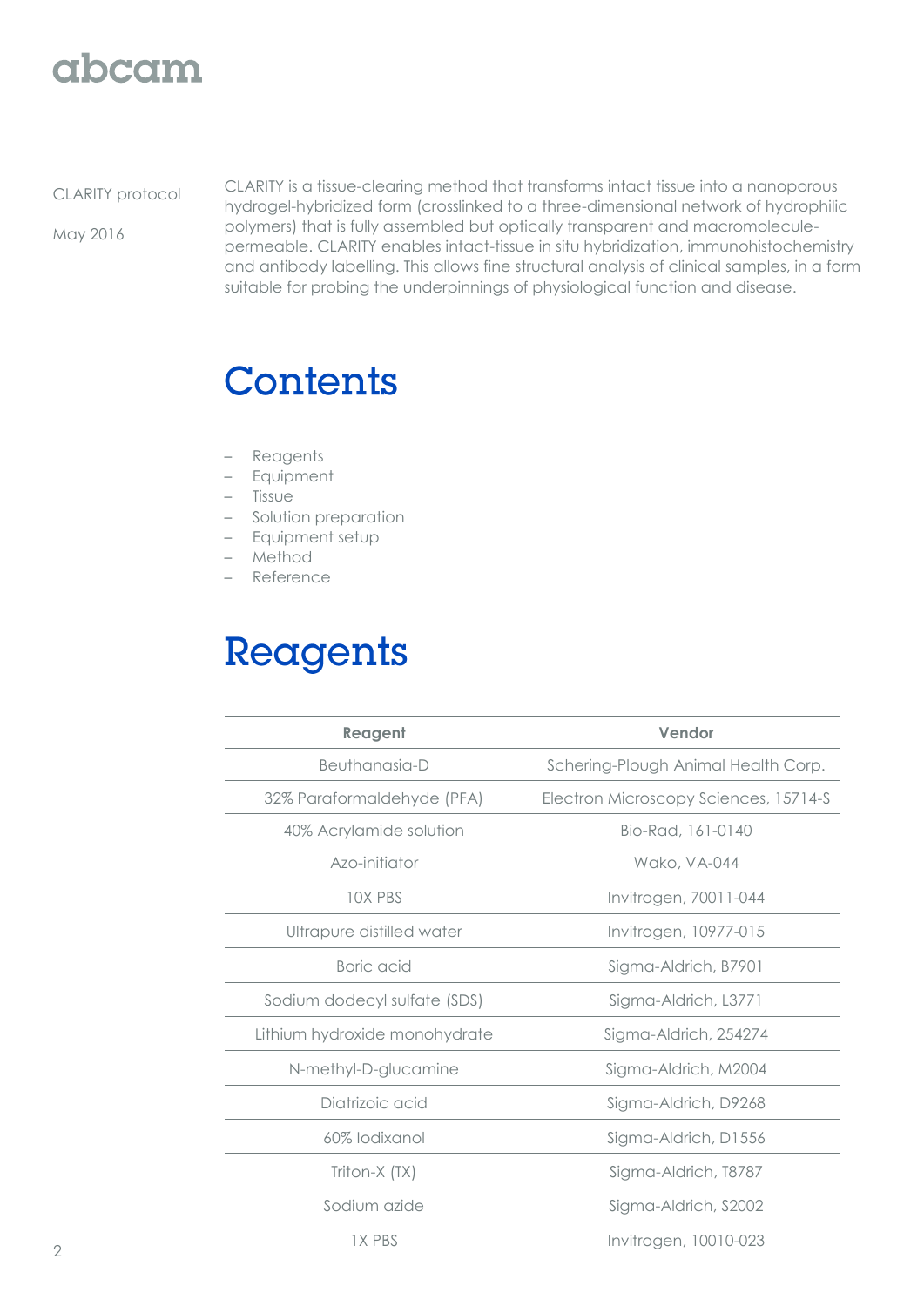CLARITY protocol

May 2016

CLARITY is a tissue-clearing method that transforms intact tissue into a nanoporous hydrogel-hybridized form (crosslinked to a three-dimensional network of hydrophilic polymers) that is fully assembled but optically transparent and macromolecule-permeable. CLARITY enables intact-tissue in situ hybridization, immunohistochemistry and antibody labelling. This allows fine structural analysis of clinical samples, in a form suitable for probing the underpinnings of physiological function and disease.

# Contents

- Reagents
- Equipment
- Tissue
- Solution preparation
- Equipment setup
- Method
- Reference

# Reagents

| Reagent | Vendor |
| --- | --- |
| Beuthanasia-D | Schering-Plough Animal Health Corp. |
| 32% Paraformaldehyde (PFA) | Electron Microscopy Sciences, 15714-S |
| 40% Acrylamide solution | Bio-Rad, 161-0140 |
| Azo-initiator | Wako, VA-044 |
| 10X PBS | Invitrogen, 70011-044 |
| Ultrapure distilled water | Invitrogen, 10977-015 |
| Boric acid | Sigma-Aldrich, B7901 |
| Sodium dodecyl sulfate (SDS) | Sigma-Aldrich, L3771 |
| Lithium hydroxide monohydrate | Sigma-Aldrich, 254274 |
| N-methyl-D-glucamine | Sigma-Aldrich, M2004 |
| Diatrizoic acid | Sigma-Aldrich, D9268 |
| 60% Iodixanol | Sigma-Aldrich, D1556 |
| Triton-X (TX) | Sigma-Aldrich, T8787 |
| Sodium azide | Sigma-Aldrich, S2002 |
| 1X PBS | Invitrogen, 10010-023 |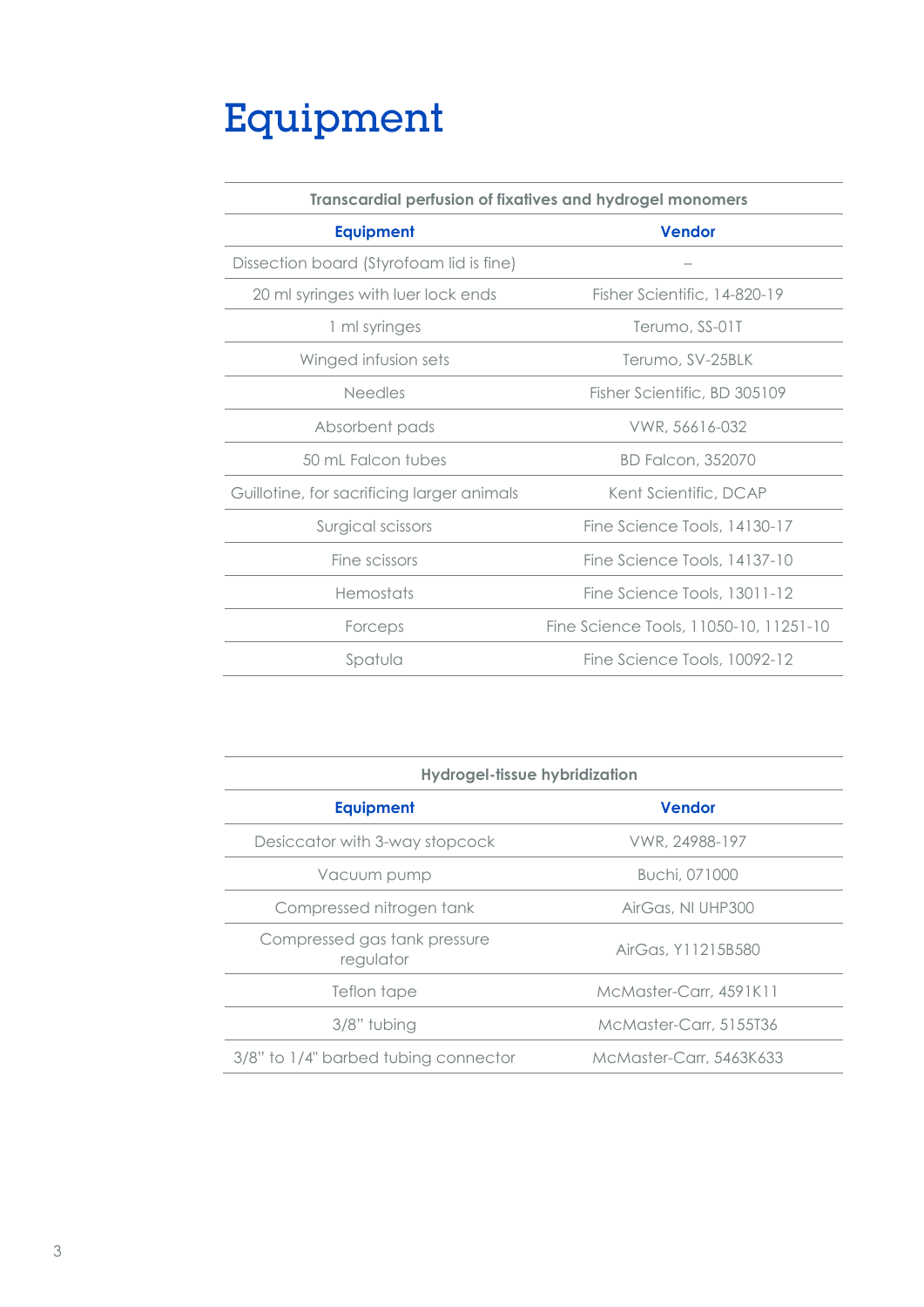# Equipment

| Transcardial perfusion of fixatives and hydrogel monomers | |
|---|---|
| **Equipment** | **Vendor** |
| Dissection board (Styrofoam lid is fine) | – |
| 20 ml syringes with luer lock ends | Fisher Scientific, 14-820-19 |
| 1 ml syringes | Terumo, SS-01T |
| Winged infusion sets | Terumo, SV-25BLK |
| Needles | Fisher Scientific, BD 305109 |
| Absorbent pads | VWR, 56616-032 |
| 50 mL Falcon tubes | BD Falcon, 352070 |
| Guillotine, for sacrificing larger animals | Kent Scientific, DCAP |
| Surgical scissors | Fine Science Tools, 14130-17 |
| Fine scissors | Fine Science Tools, 14137-10 |
| Hemostats | Fine Science Tools, 13011-12 |
| Forceps | Fine Science Tools, 11050-10, 11251-10 |
| Spatula | Fine Science Tools, 10092-12 |

| Hydrogel-tissue hybridization | |
|---|---|
| **Equipment** | **Vendor** |
| Desiccator with 3-way stopcock | VWR, 24988-197 |
| Vacuum pump | Buchi, 071000 |
| Compressed nitrogen tank | AirGas, NI UHP300 |
| Compressed gas tank pressure regulator | AirGas, Y11215B580 |
| Teflon tape | McMaster-Carr, 4591K11 |
| 3/8" tubing | McMaster-Carr, 5155T36 |
| 3/8" to 1/4" barbed tubing connector | McMaster-Carr, 5463K633 |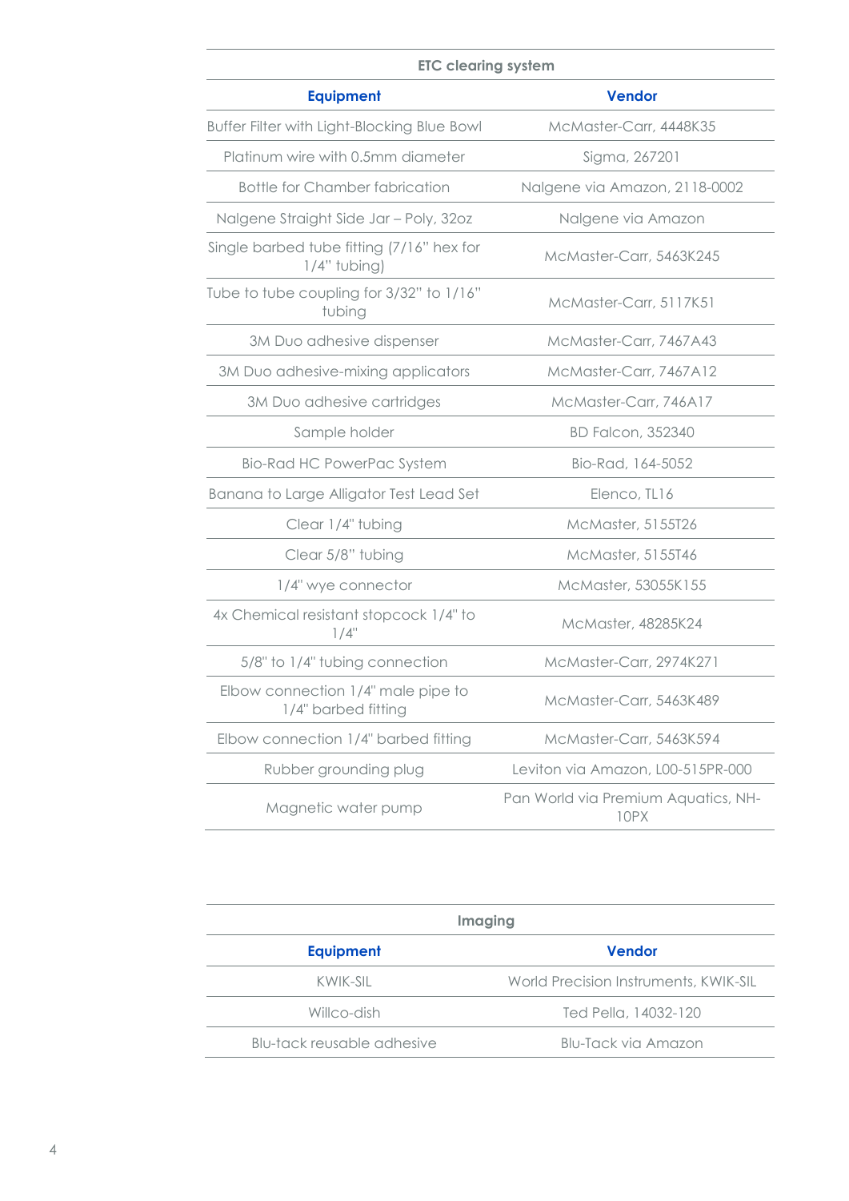| ETC clearing system | |
|---|---|
| **Equipment** | **Vendor** |
| Buffer Filter with Light-Blocking Blue Bowl | McMaster-Carr, 4448K35 |
| Platinum wire with 0.5mm diameter | Sigma, 267201 |
| Bottle for Chamber fabrication | Nalgene via Amazon, 2118-0002 |
| Nalgene Straight Side Jar – Poly, 32oz | Nalgene via Amazon |
| Single barbed tube fitting (7/16" hex for 1/4" tubing) | McMaster-Carr, 5463K245 |
| Tube to tube coupling for 3/32" to 1/16" tubing | McMaster-Carr, 5117K51 |
| 3M Duo adhesive dispenser | McMaster-Carr, 7467A43 |
| 3M Duo adhesive-mixing applicators | McMaster-Carr, 7467A12 |
| 3M Duo adhesive cartridges | McMaster-Carr, 746A17 |
| Sample holder | BD Falcon, 352340 |
| Bio-Rad HC PowerPac System | Bio-Rad, 164-5052 |
| Banana to Large Alligator Test Lead Set | Elenco, TL16 |
| Clear 1/4" tubing | McMaster, 5155T26 |
| Clear 5/8" tubing | McMaster, 5155T46 |
| 1/4" wye connector | McMaster, 53055K155 |
| 4x Chemical resistant stopcock 1/4" to 1/4" | McMaster, 48285K24 |
| 5/8" to 1/4" tubing connection | McMaster-Carr, 2974K271 |
| Elbow connection 1/4" male pipe to 1/4" barbed fitting | McMaster-Carr, 5463K489 |
| Elbow connection 1/4" barbed fitting | McMaster-Carr, 5463K594 |
| Rubber grounding plug | Leviton via Amazon, L00-515PR-000 |
| Magnetic water pump | Pan World via Premium Aquatics, NH-10PX |

| Imaging | |
|---|---|
| **Equipment** | **Vendor** |
| KWIK-SIL | World Precision Instruments, KWIK-SIL |
| Willco-dish | Ted Pella, 14032-120 |
| Blu-tack reusable adhesive | Blu-Tack via Amazon |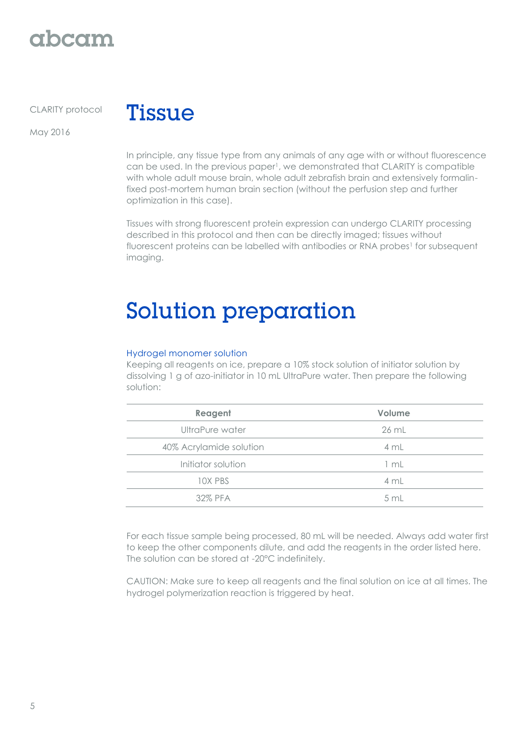# Tissue

In principle, any tissue type from any animals of any age with or without fluorescence can be used. In the previous paper[1], we demonstrated that CLARITY is compatible with whole adult mouse brain, whole adult zebrafish brain and extensively formalin-fixed post-mortem human brain section (without the perfusion step and further optimization in this case).

Tissues with strong fluorescent protein expression can undergo CLARITY processing described in this protocol and then can be directly imaged; tissues without fluorescent proteins can be labelled with antibodies or RNA probes[1] for subsequent imaging.

# Solution preparation

### Hydrogel monomer solution

Keeping all reagents on ice, prepare a 10% stock solution of initiator solution by dissolving 1 g of azo-initiator in 10 mL UltraPure water. Then prepare the following solution:

| Reagent | Volume |
|---|---|
| UltraPure water | 26 mL |
| 40% Acrylamide solution | 4 mL |
| Initiator solution | 1 mL |
| 10X PBS | 4 mL |
| 32% PFA | 5 mL |

For each tissue sample being processed, 80 mL will be needed. Always add water first to keep the other components dilute, and add the reagents in the order listed here. The solution can be stored at -20°C indefinitely.

CAUTION: Make sure to keep all reagents and the final solution on ice at all times. The hydrogel polymerization reaction is triggered by heat.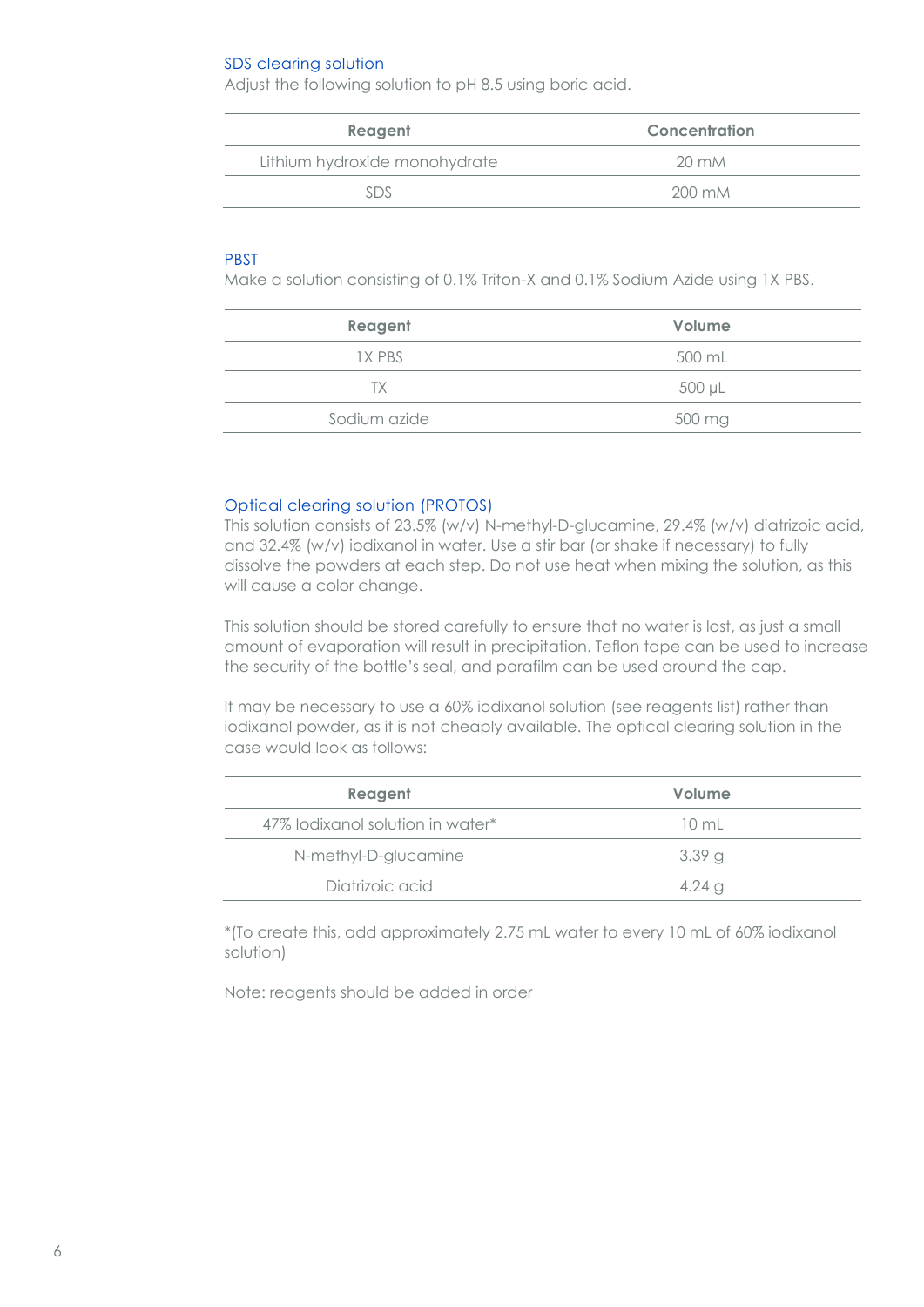### SDS clearing solution

Adjust the following solution to pH 8.5 using boric acid.

| Reagent | Concentration |
|---|---|
| Lithium hydroxide monohydrate | 20 mM |
| SDS | 200 mM |

### PBST

Make a solution consisting of 0.1% Triton-X and 0.1% Sodium Azide using 1X PBS.

| Reagent | Volume |
|---|---|
| 1X PBS | 500 mL |
| TX | 500 µL |
| Sodium azide | 500 mg |

### Optical clearing solution (PROTOS)

This solution consists of 23.5% (w/v) N-methyl-D-glucamine, 29.4% (w/v) diatrizoic acid, and 32.4% (w/v) iodixanol in water. Use a stir bar (or shake if necessary) to fully dissolve the powders at each step. Do not use heat when mixing the solution, as this will cause a color change.

This solution should be stored carefully to ensure that no water is lost, as just a small amount of evaporation will result in precipitation. Teflon tape can be used to increase the security of the bottle's seal, and parafilm can be used around the cap.

It may be necessary to use a 60% iodixanol solution (see reagents list) rather than iodixanol powder, as it is not cheaply available. The optical clearing solution in the case would look as follows:

| Reagent | Volume |
|---|---|
| 47% Iodixanol solution in water* | 10 mL |
| N-methyl-D-glucamine | 3.39 g |
| Diatrizoic acid | 4.24 g |

*(To create this, add approximately 2.75 mL water to every 10 mL of 60% iodixanol solution)

Note: reagents should be added in order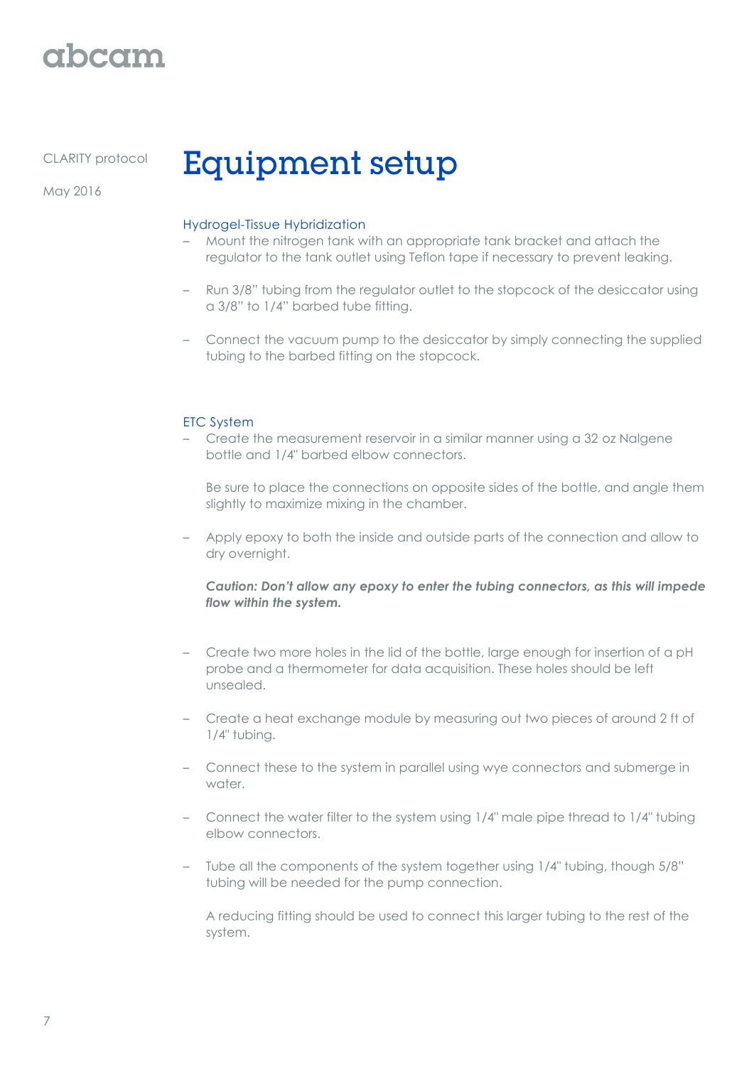# Equipment setup

## Hydrogel-Tissue Hybridization

- Mount the nitrogen tank with an appropriate tank bracket and attach the regulator to the tank outlet using Teflon tape if necessary to prevent leaking.
- Run 3/8" tubing from the regulator outlet to the stopcock of the desiccator using a 3/8" to 1/4" barbed tube fitting.
- Connect the vacuum pump to the desiccator by simply connecting the supplied tubing to the barbed fitting on the stopcock.

## ETC System

- Create the measurement reservoir in a similar manner using a 32 oz Nalgene bottle and 1/4" barbed elbow connectors.

  Be sure to place the connections on opposite sides of the bottle, and angle them slightly to maximize mixing in the chamber.

- Apply epoxy to both the inside and outside parts of the connection and allow to dry overnight.

  ***Caution: Don't allow any epoxy to enter the tubing connectors, as this will impede flow within the system.***

- Create two more holes in the lid of the bottle, large enough for insertion of a pH probe and a thermometer for data acquisition. These holes should be left unsealed.
- Create a heat exchange module by measuring out two pieces of around 2 ft of 1/4" tubing.
- Connect these to the system in parallel using wye connectors and submerge in water.
- Connect the water filter to the system using 1/4" male pipe thread to 1/4" tubing elbow connectors.
- Tube all the components of the system together using 1/4" tubing, though 5/8" tubing will be needed for the pump connection.

  A reducing fitting should be used to connect this larger tubing to the rest of the system.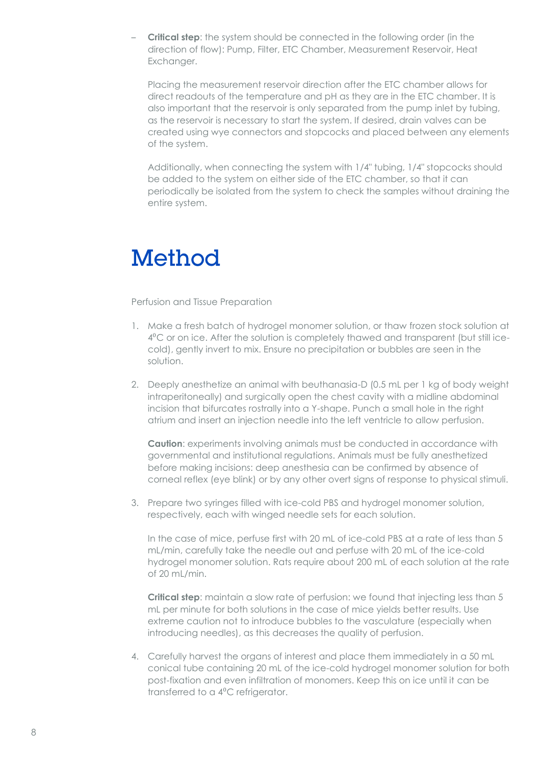– **Critical step**: the system should be connected in the following order (in the direction of flow): Pump, Filter, ETC Chamber, Measurement Reservoir, Heat Exchanger.

  Placing the measurement reservoir direction after the ETC chamber allows for direct readouts of the temperature and pH as they are in the ETC chamber. It is also important that the reservoir is only separated from the pump inlet by tubing, as the reservoir is necessary to start the system. If desired, drain valves can be created using wye connectors and stopcocks and placed between any elements of the system.

  Additionally, when connecting the system with 1/4" tubing, 1/4" stopcocks should be added to the system on either side of the ETC chamber, so that it can periodically be isolated from the system to check the samples without draining the entire system.

# Method

Perfusion and Tissue Preparation

1. Make a fresh batch of hydrogel monomer solution, or thaw frozen stock solution at $4^0$C or on ice. After the solution is completely thawed and transparent (but still ice-cold), gently invert to mix. Ensure no precipitation or bubbles are seen in the solution.

2. Deeply anesthetize an animal with beuthanasia-D (0.5 mL per 1 kg of body weight intraperitoneally) and surgically open the chest cavity with a midline abdominal incision that bifurcates rostrally into a Y-shape. Punch a small hole in the right atrium and insert an injection needle into the left ventricle to allow perfusion.

   **Caution**: experiments involving animals must be conducted in accordance with governmental and institutional regulations. Animals must be fully anesthetized before making incisions: deep anesthesia can be confirmed by absence of corneal reflex (eye blink) or by any other overt signs of response to physical stimuli.

3. Prepare two syringes filled with ice-cold PBS and hydrogel monomer solution, respectively, each with winged needle sets for each solution.

   In the case of mice, perfuse first with 20 mL of ice-cold PBS at a rate of less than 5 mL/min, carefully take the needle out and perfuse with 20 mL of the ice-cold hydrogel monomer solution. Rats require about 200 mL of each solution at the rate of 20 mL/min.

   **Critical step**: maintain a slow rate of perfusion: we found that injecting less than 5 mL per minute for both solutions in the case of mice yields better results. Use extreme caution not to introduce bubbles to the vasculature (especially when introducing needles), as this decreases the quality of perfusion.

4. Carefully harvest the organs of interest and place them immediately in a 50 mL conical tube containing 20 mL of the ice-cold hydrogel monomer solution for both post-fixation and even infiltration of monomers. Keep this on ice until it can be transferred to a $4^0$C refrigerator.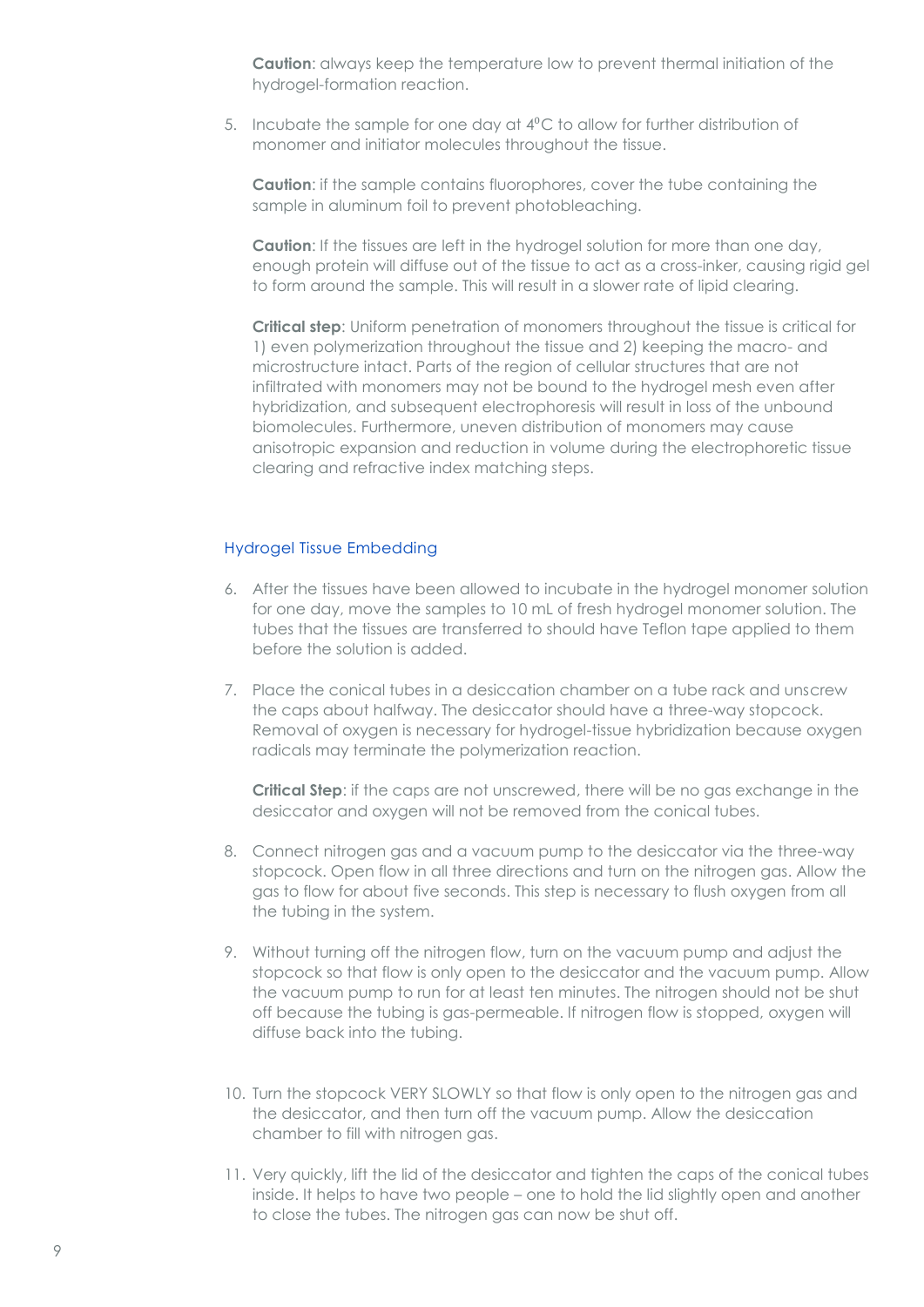**Caution**: always keep the temperature low to prevent thermal initiation of the hydrogel-formation reaction.

5. Incubate the sample for one day at 4ºC to allow for further distribution of monomer and initiator molecules throughout the tissue.

   **Caution**: if the sample contains fluorophores, cover the tube containing the sample in aluminum foil to prevent photobleaching.

   **Caution**: If the tissues are left in the hydrogel solution for more than one day, enough protein will diffuse out of the tissue to act as a cross-inker, causing rigid gel to form around the sample. This will result in a slower rate of lipid clearing.

   **Critical step**: Uniform penetration of monomers throughout the tissue is critical for 1) even polymerization throughout the tissue and 2) keeping the macro- and microstructure intact. Parts of the region of cellular structures that are not infiltrated with monomers may not be bound to the hydrogel mesh even after hybridization, and subsequent electrophoresis will result in loss of the unbound biomolecules. Furthermore, uneven distribution of monomers may cause anisotropic expansion and reduction in volume during the electrophoretic tissue clearing and refractive index matching steps.

## Hydrogel Tissue Embedding

6. After the tissues have been allowed to incubate in the hydrogel monomer solution for one day, move the samples to 10 mL of fresh hydrogel monomer solution. The tubes that the tissues are transferred to should have Teflon tape applied to them before the solution is added.

7. Place the conical tubes in a desiccation chamber on a tube rack and unscrew the caps about halfway. The desiccator should have a three-way stopcock. Removal of oxygen is necessary for hydrogel-tissue hybridization because oxygen radicals may terminate the polymerization reaction.

   **Critical Step**: if the caps are not unscrewed, there will be no gas exchange in the desiccator and oxygen will not be removed from the conical tubes.

8. Connect nitrogen gas and a vacuum pump to the desiccator via the three-way stopcock. Open flow in all three directions and turn on the nitrogen gas. Allow the gas to flow for about five seconds. This step is necessary to flush oxygen from all the tubing in the system.

9. Without turning off the nitrogen flow, turn on the vacuum pump and adjust the stopcock so that flow is only open to the desiccator and the vacuum pump. Allow the vacuum pump to run for at least ten minutes. The nitrogen should not be shut off because the tubing is gas-permeable. If nitrogen flow is stopped, oxygen will diffuse back into the tubing.

10. Turn the stopcock VERY SLOWLY so that flow is only open to the nitrogen gas and the desiccator, and then turn off the vacuum pump. Allow the desiccation chamber to fill with nitrogen gas.

11. Very quickly, lift the lid of the desiccator and tighten the caps of the conical tubes inside. It helps to have two people – one to hold the lid slightly open and another to close the tubes. The nitrogen gas can now be shut off.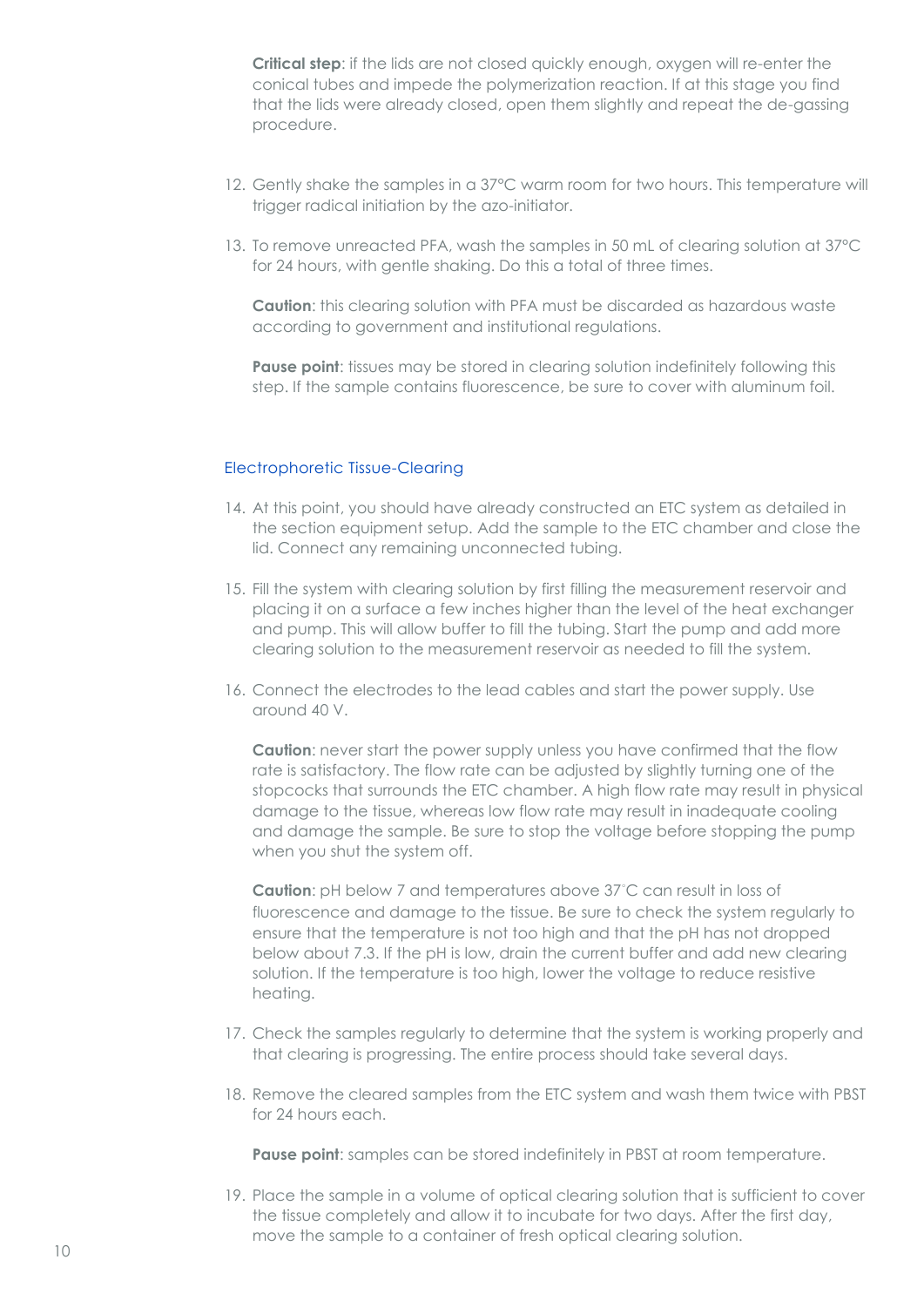**Critical step**: if the lids are not closed quickly enough, oxygen will re-enter the conical tubes and impede the polymerization reaction. If at this stage you find that the lids were already closed, open them slightly and repeat the de-gassing procedure.

12. Gently shake the samples in a 37°C warm room for two hours. This temperature will trigger radical initiation by the azo-initiator.

13. To remove unreacted PFA, wash the samples in 50 mL of clearing solution at 37°C for 24 hours, with gentle shaking. Do this a total of three times.

    **Caution**: this clearing solution with PFA must be discarded as hazardous waste according to government and institutional regulations.

    **Pause point**: tissues may be stored in clearing solution indefinitely following this step. If the sample contains fluorescence, be sure to cover with aluminum foil.

## Electrophoretic Tissue-Clearing

14. At this point, you should have already constructed an ETC system as detailed in the section equipment setup. Add the sample to the ETC chamber and close the lid. Connect any remaining unconnected tubing.

15. Fill the system with clearing solution by first filling the measurement reservoir and placing it on a surface a few inches higher than the level of the heat exchanger and pump. This will allow buffer to fill the tubing. Start the pump and add more clearing solution to the measurement reservoir as needed to fill the system.

16. Connect the electrodes to the lead cables and start the power supply. Use around 40 V.

    **Caution**: never start the power supply unless you have confirmed that the flow rate is satisfactory. The flow rate can be adjusted by slightly turning one of the stopcocks that surrounds the ETC chamber. A high flow rate may result in physical damage to the tissue, whereas low flow rate may result in inadequate cooling and damage the sample. Be sure to stop the voltage before stopping the pump when you shut the system off.

    **Caution**: pH below 7 and temperatures above 37°C can result in loss of fluorescence and damage to the tissue. Be sure to check the system regularly to ensure that the temperature is not too high and that the pH has not dropped below about 7.3. If the pH is low, drain the current buffer and add new clearing solution. If the temperature is too high, lower the voltage to reduce resistive heating.

17. Check the samples regularly to determine that the system is working properly and that clearing is progressing. The entire process should take several days.

18. Remove the cleared samples from the ETC system and wash them twice with PBST for 24 hours each.

    **Pause point**: samples can be stored indefinitely in PBST at room temperature.

19. Place the sample in a volume of optical clearing solution that is sufficient to cover the tissue completely and allow it to incubate for two days. After the first day, move the sample to a container of fresh optical clearing solution.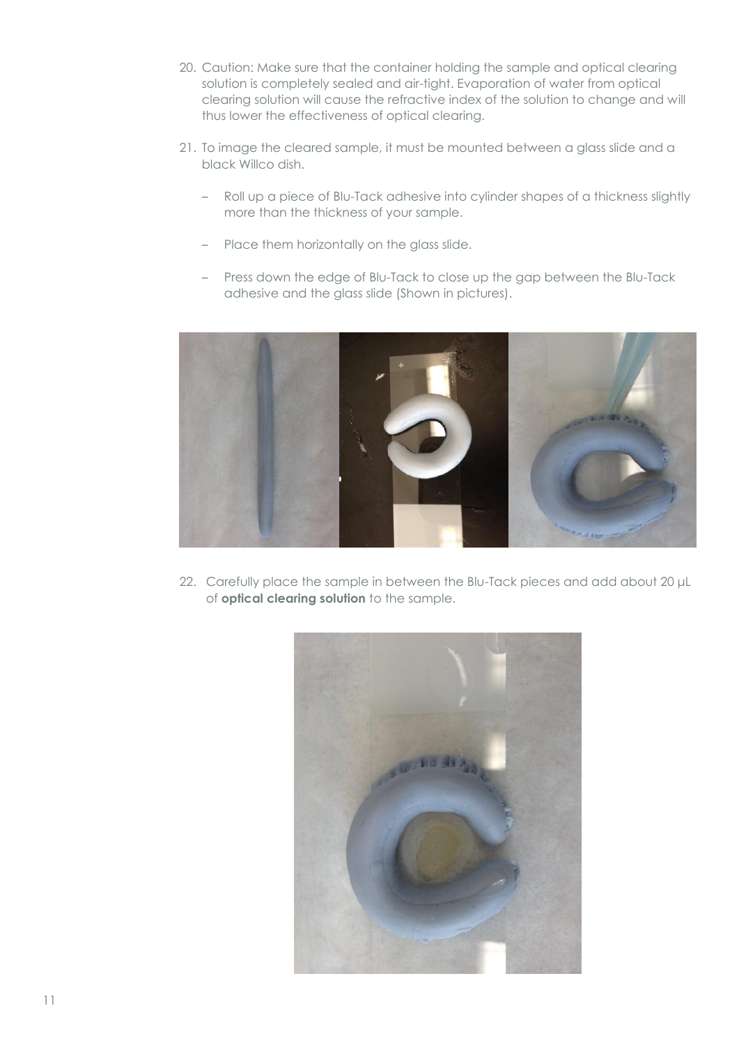20. Caution: Make sure that the container holding the sample and optical clearing solution is completely sealed and air-tight. Evaporation of water from optical clearing solution will cause the refractive index of the solution to change and will thus lower the effectiveness of optical clearing.

21. To image the cleared sample, it must be mounted between a glass slide and a black Willco dish.

    – Roll up a piece of Blu-Tack adhesive into cylinder shapes of a thickness slightly more than the thickness of your sample.

    – Place them horizontally on the glass slide.

    – Press down the edge of Blu-Tack to close up the gap between the Blu-Tack adhesive and the glass slide (Shown in pictures).

22. Carefully place the sample in between the Blu-Tack pieces and add about 20 μL of **optical clearing solution** to the sample.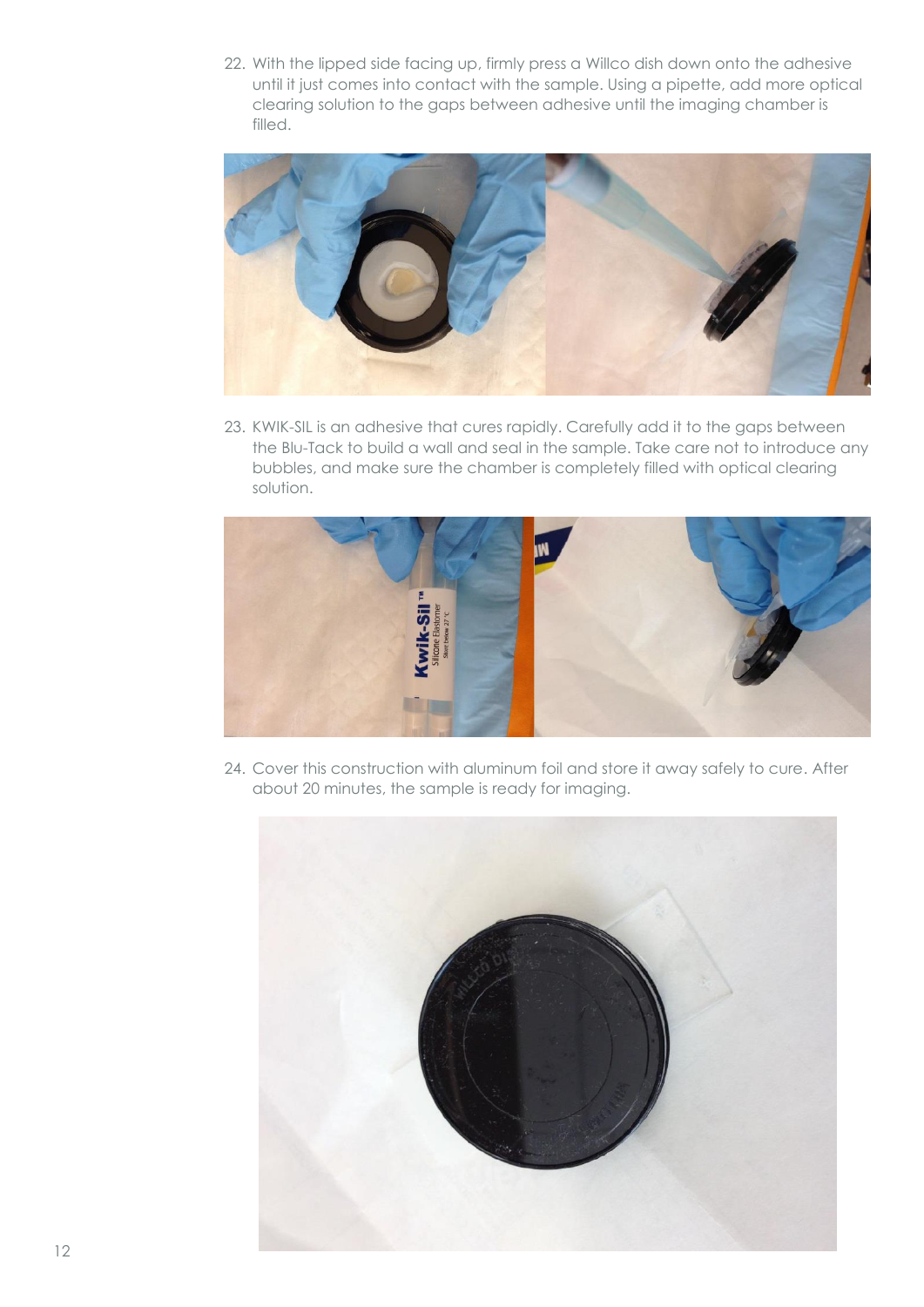22. With the lipped side facing up, firmly press a Willco dish down onto the adhesive until it just comes into contact with the sample. Using a pipette, add more optical clearing solution to the gaps between adhesive until the imaging chamber is filled.

23. KWIK-SIL is an adhesive that cures rapidly. Carefully add it to the gaps between the Blu-Tack to build a wall and seal in the sample. Take care not to introduce any bubbles, and make sure the chamber is completely filled with optical clearing solution.

24. Cover this construction with aluminum foil and store it away safely to cure. After about 20 minutes, the sample is ready for imaging.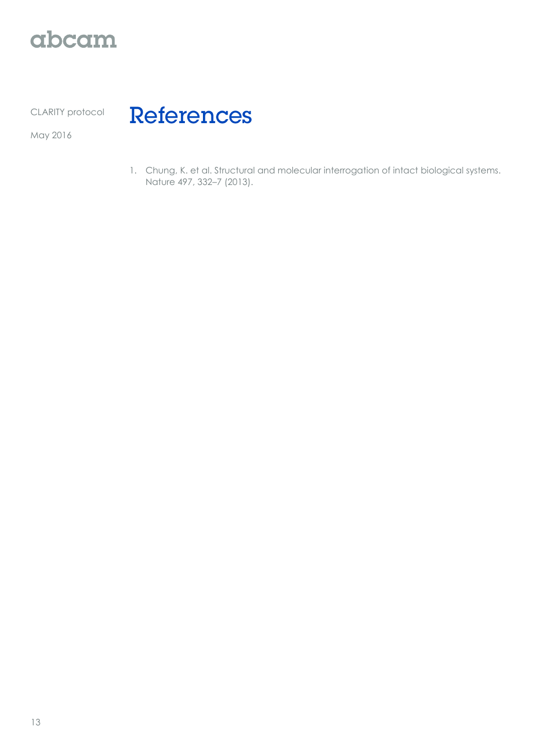# References

1. Chung, K. et al. Structural and molecular interrogation of intact biological systems. Nature 497, 332–7 (2013).